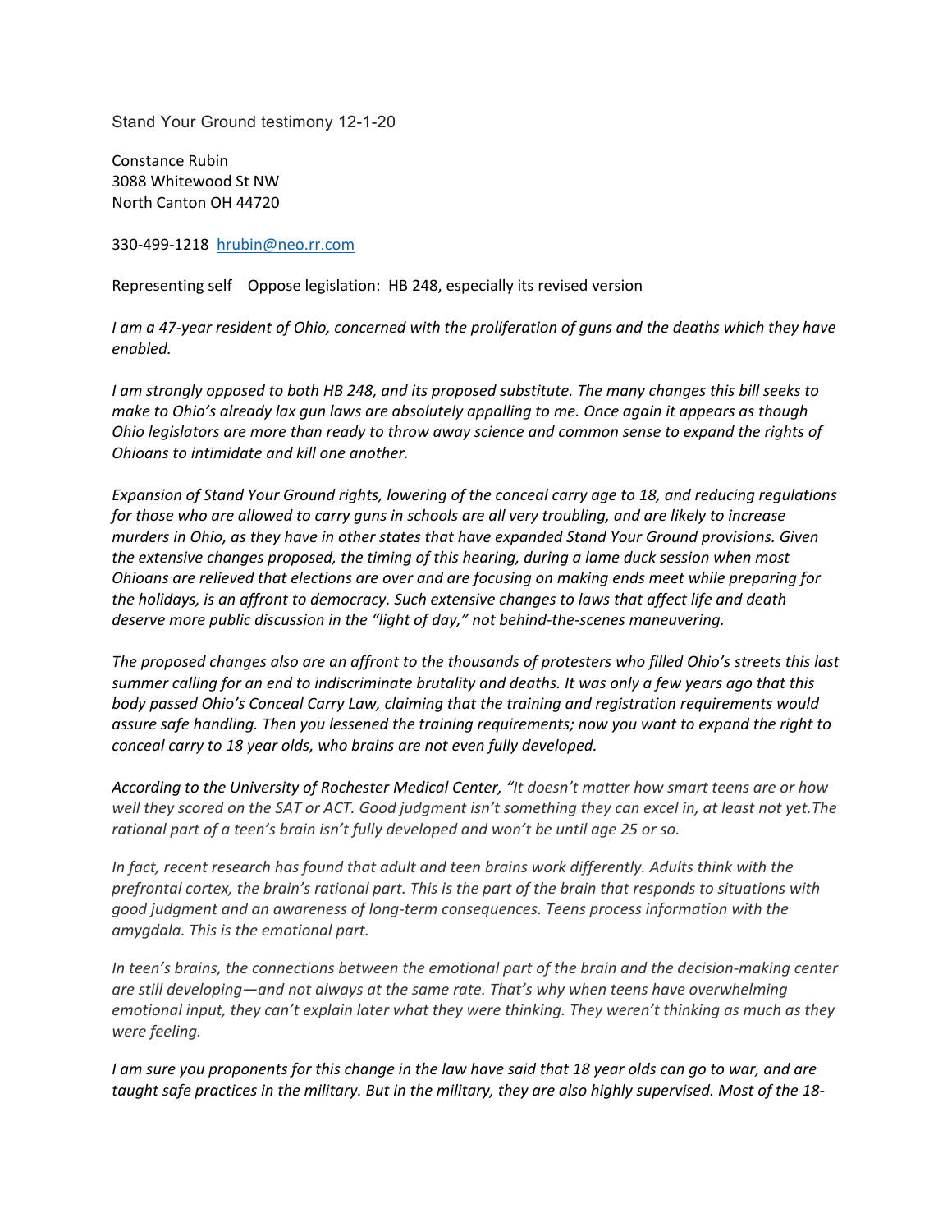Stand Your Ground testimony 12-1-20

Constance Rubin
3088 Whitewood St NW
North Canton OH 44720

330-499-1218 [hrubin@neo.rr.com](mailto:hrubin@neo.rr.com)

Representing self  Oppose legislation: HB 248, especially its revised version

*I am a 47-year resident of Ohio, concerned with the proliferation of guns and the deaths which they have enabled.*

*I am strongly opposed to both HB 248, and its proposed substitute. The many changes this bill seeks to make to Ohio's already lax gun laws are absolutely appalling to me. Once again it appears as though Ohio legislators are more than ready to throw away science and common sense to expand the rights of Ohioans to intimidate and kill one another.*

*Expansion of Stand Your Ground rights, lowering of the conceal carry age to 18, and reducing regulations for those who are allowed to carry guns in schools are all very troubling, and are likely to increase murders in Ohio, as they have in other states that have expanded Stand Your Ground provisions. Given the extensive changes proposed, the timing of this hearing, during a lame duck session when most Ohioans are relieved that elections are over and are focusing on making ends meet while preparing for the holidays, is an affront to democracy. Such extensive changes to laws that affect life and death deserve more public discussion in the "light of day," not behind-the-scenes maneuvering.*

*The proposed changes also are an affront to the thousands of protesters who filled Ohio's streets this last summer calling for an end to indiscriminate brutality and deaths. It was only a few years ago that this body passed Ohio's Conceal Carry Law, claiming that the training and registration requirements would assure safe handling. Then you lessened the training requirements; now you want to expand the right to conceal carry to 18 year olds, who brains are not even fully developed.*

*According to the University of Rochester Medical Center, "It doesn't matter how smart teens are or how well they scored on the SAT or ACT. Good judgment isn't something they can excel in, at least not yet.The rational part of a teen's brain isn't fully developed and won't be until age 25 or so.*

*In fact, recent research has found that adult and teen brains work differently. Adults think with the prefrontal cortex, the brain's rational part. This is the part of the brain that responds to situations with good judgment and an awareness of long-term consequences. Teens process information with the amygdala. This is the emotional part.*

*In teen's brains, the connections between the emotional part of the brain and the decision-making center are still developing—and not always at the same rate. That's why when teens have overwhelming emotional input, they can't explain later what they were thinking. They weren't thinking as much as they were feeling.*

*I am sure you proponents for this change in the law have said that 18 year olds can go to war, and are taught safe practices in the military. But in the military, they are also highly supervised. Most of the 18-*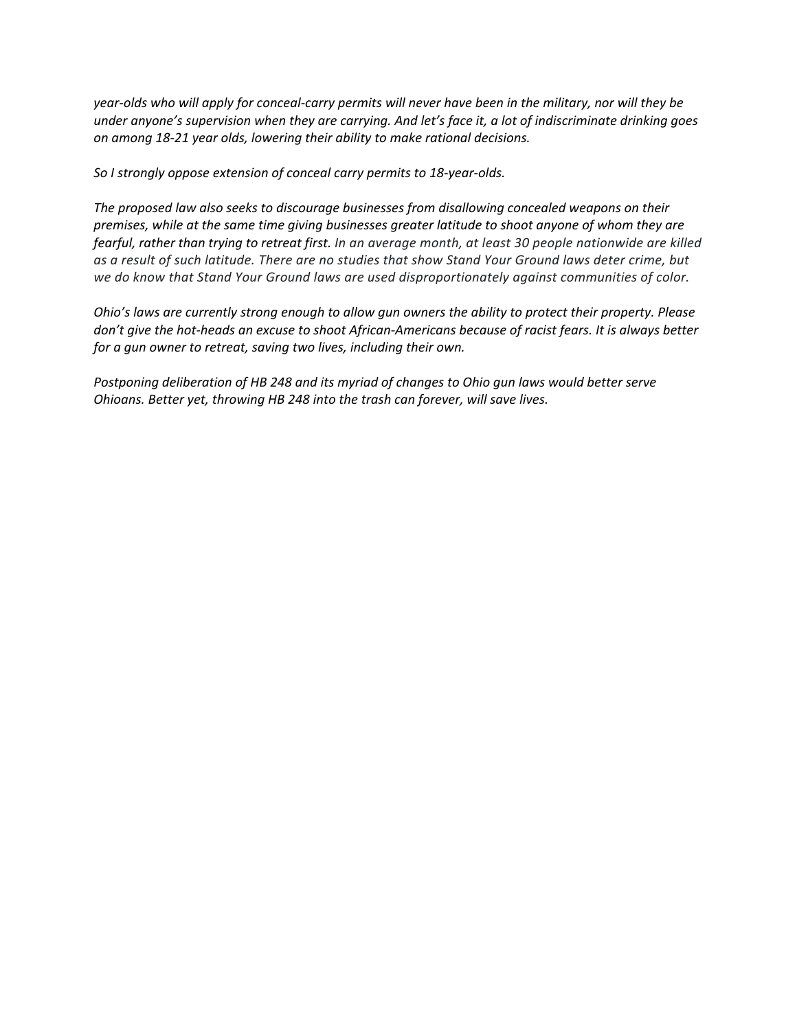*year-olds who will apply for conceal-carry permits will never have been in the military, nor will they be under anyone's supervision when they are carrying. And let's face it, a lot of indiscriminate drinking goes on among 18-21 year olds, lowering their ability to make rational decisions.*

*So I strongly oppose extension of conceal carry permits to 18-year-olds.*

*The proposed law also seeks to discourage businesses from disallowing concealed weapons on their premises, while at the same time giving businesses greater latitude to shoot anyone of whom they are fearful, rather than trying to retreat first. In an average month, at least 30 people nationwide are killed as a result of such latitude. There are no studies that show Stand Your Ground laws deter crime, but we do know that Stand Your Ground laws are used disproportionately against communities of color.*

*Ohio's laws are currently strong enough to allow gun owners the ability to protect their property. Please don't give the hot-heads an excuse to shoot African-Americans because of racist fears. It is always better for a gun owner to retreat, saving two lives, including their own.*

*Postponing deliberation of HB 248 and its myriad of changes to Ohio gun laws would better serve Ohioans. Better yet, throwing HB 248 into the trash can forever, will save lives.*